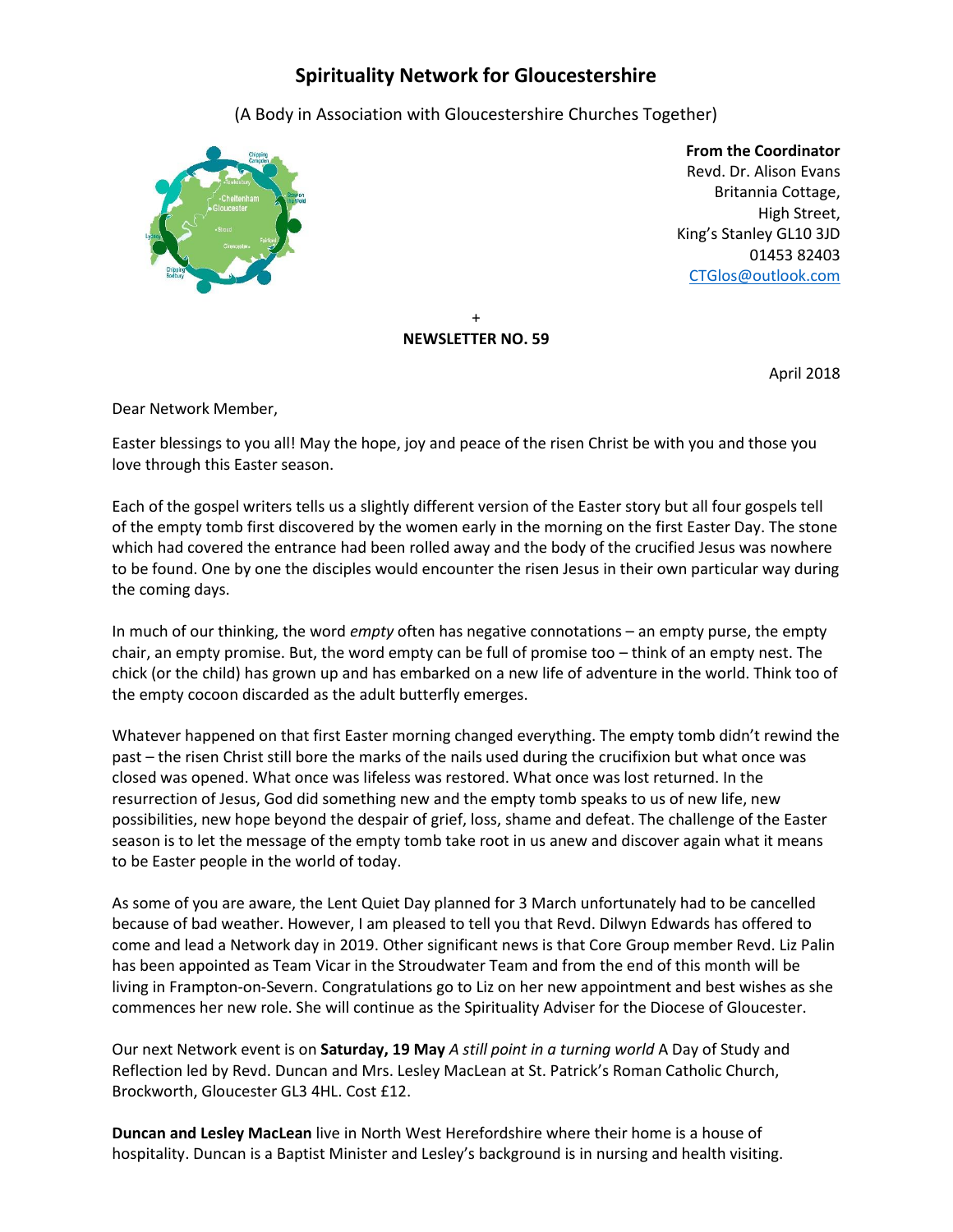# Spirituality Network for Gloucestershire

(A Body in Association with Gloucestershire Churches Together)

**From the Coordinator**
Revd. Dr. Alison Evans
Britannia Cottage,
High Street,
King's Stanley GL10 3JD
01453 82403
CTGlos@outlook.com

+

**NEWSLETTER NO. 59**

April 2018

Dear Network Member,

Easter blessings to you all! May the hope, joy and peace of the risen Christ be with you and those you love through this Easter season.

Each of the gospel writers tells us a slightly different version of the Easter story but all four gospels tell of the empty tomb first discovered by the women early in the morning on the first Easter Day. The stone which had covered the entrance had been rolled away and the body of the crucified Jesus was nowhere to be found. One by one the disciples would encounter the risen Jesus in their own particular way during the coming days.

In much of our thinking, the word *empty* often has negative connotations – an empty purse, the empty chair, an empty promise. But, the word empty can be full of promise too – think of an empty nest. The chick (or the child) has grown up and has embarked on a new life of adventure in the world. Think too of the empty cocoon discarded as the adult butterfly emerges.

Whatever happened on that first Easter morning changed everything. The empty tomb didn't rewind the past – the risen Christ still bore the marks of the nails used during the crucifixion but what once was closed was opened. What once was lifeless was restored. What once was lost returned. In the resurrection of Jesus, God did something new and the empty tomb speaks to us of new life, new possibilities, new hope beyond the despair of grief, loss, shame and defeat. The challenge of the Easter season is to let the message of the empty tomb take root in us anew and discover again what it means to be Easter people in the world of today.

As some of you are aware, the Lent Quiet Day planned for 3 March unfortunately had to be cancelled because of bad weather. However, I am pleased to tell you that Revd. Dilwyn Edwards has offered to come and lead a Network day in 2019. Other significant news is that Core Group member Revd. Liz Palin has been appointed as Team Vicar in the Stroudwater Team and from the end of this month will be living in Frampton-on-Severn. Congratulations go to Liz on her new appointment and best wishes as she commences her new role. She will continue as the Spirituality Adviser for the Diocese of Gloucester.

Our next Network event is on **Saturday, 19 May** *A still point in a turning world* A Day of Study and Reflection led by Revd. Duncan and Mrs. Lesley MacLean at St. Patrick's Roman Catholic Church, Brockworth, Gloucester GL3 4HL. Cost £12.

**Duncan and Lesley MacLean** live in North West Herefordshire where their home is a house of hospitality. Duncan is a Baptist Minister and Lesley's background is in nursing and health visiting.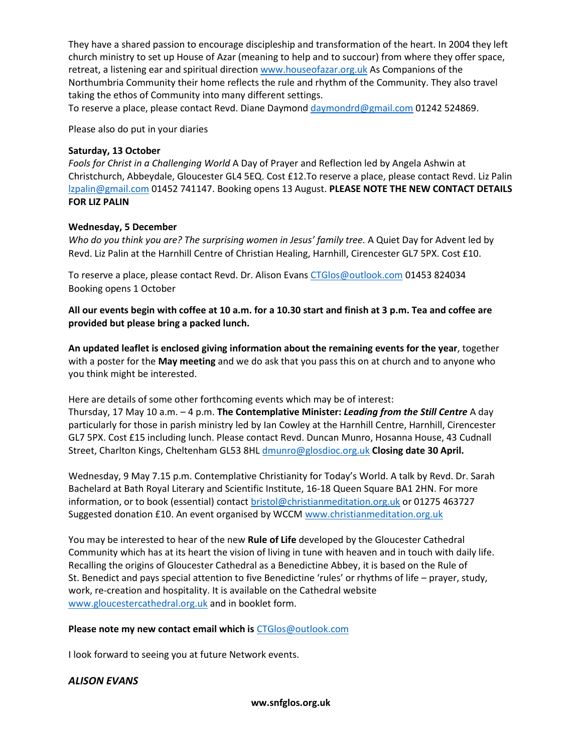They have a shared passion to encourage discipleship and transformation of the heart. In 2004 they left church ministry to set up House of Azar (meaning to help and to succour) from where they offer space, retreat, a listening ear and spiritual direction www.houseofazar.org.uk As Companions of the Northumbria Community their home reflects the rule and rhythm of the Community. They also travel taking the ethos of Community into many different settings.
To reserve a place, please contact Revd. Diane Daymond daymondrd@gmail.com 01242 524869.

Please also do put in your diaries

**Saturday, 13 October**
*Fools for Christ in a Challenging World* A Day of Prayer and Reflection led by Angela Ashwin at Christchurch, Abbeydale, Gloucester GL4 5EQ. Cost £12.To reserve a place, please contact Revd. Liz Palin lzpalin@gmail.com 01452 741147. Booking opens 13 August. **PLEASE NOTE THE NEW CONTACT DETAILS FOR LIZ PALIN**

**Wednesday, 5 December**
*Who do you think you are? The surprising women in Jesus' family tree.* A Quiet Day for Advent led by Revd. Liz Palin at the Harnhill Centre of Christian Healing, Harnhill, Cirencester GL7 5PX. Cost £10.

To reserve a place, please contact Revd. Dr. Alison Evans CTGlos@outlook.com 01453 824034
Booking opens 1 October

**All our events begin with coffee at 10 a.m. for a 10.30 start and finish at 3 p.m. Tea and coffee are provided but please bring a packed lunch.**

**An updated leaflet is enclosed giving information about the remaining events for the year**, together with a poster for the **May meeting** and we do ask that you pass this on at church and to anyone who you think might be interested.

Here are details of some other forthcoming events which may be of interest:
Thursday, 17 May 10 a.m. – 4 p.m. **The Contemplative Minister: *Leading from the Still Centre*** A day particularly for those in parish ministry led by Ian Cowley at the Harnhill Centre, Harnhill, Cirencester GL7 5PX. Cost £15 including lunch. Please contact Revd. Duncan Munro, Hosanna House, 43 Cudnall Street, Charlton Kings, Cheltenham GL53 8HL dmunro@glosdioc.org.uk **Closing date 30 April.**

Wednesday, 9 May 7.15 p.m. Contemplative Christianity for Today's World. A talk by Revd. Dr. Sarah Bachelard at Bath Royal Literary and Scientific Institute, 16-18 Queen Square BA1 2HN. For more information, or to book (essential) contact bristol@christianmeditation.org.uk or 01275 463727 Suggested donation £10. An event organised by WCCM www.christianmeditation.org.uk

You may be interested to hear of the new **Rule of Life** developed by the Gloucester Cathedral Community which has at its heart the vision of living in tune with heaven and in touch with daily life. Recalling the origins of Gloucester Cathedral as a Benedictine Abbey, it is based on the Rule of St. Benedict and pays special attention to five Benedictine 'rules' or rhythms of life – prayer, study, work, re-creation and hospitality. It is available on the Cathedral website www.gloucestercathedral.org.uk and in booklet form.

**Please note my new contact email which is** CTGlos@outlook.com

I look forward to seeing you at future Network events.

***ALISON EVANS***

**ww.snfglos.org.uk**